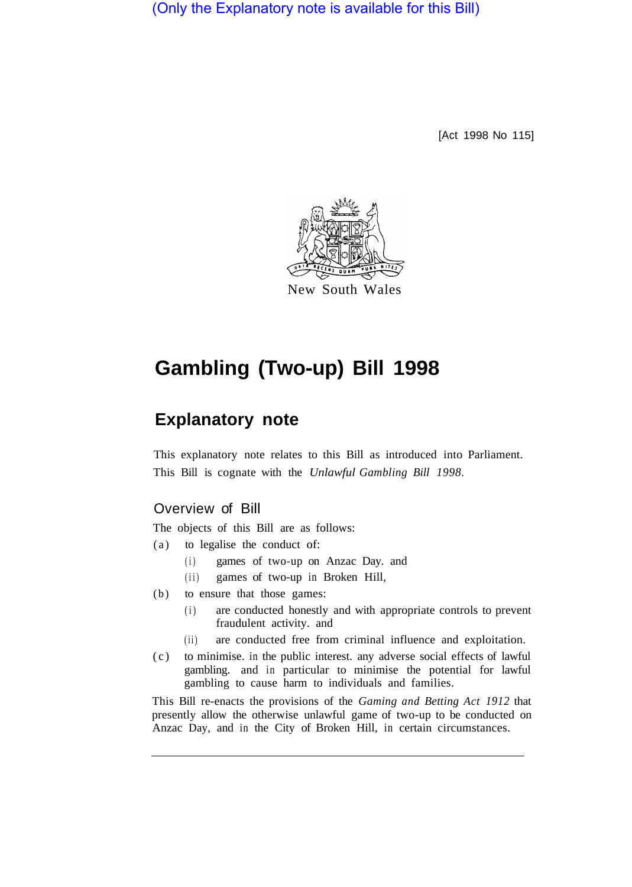(Only the Explanatory note is available for this Bill)

[Act 1998 No 115]

New South Wales

# Gambling (Two-up) Bill 1998

## Explanatory note

This explanatory note relates to this Bill as introduced into Parliament. This Bill is cognate with the *Unlawful Gambling Bill 1998*.

### Overview of Bill

The objects of this Bill are as follows:

(a) to legalise the conduct of:

   (i) games of two-up on Anzac Day. and

   (ii) games of two-up in Broken Hill,

(b) to ensure that those games:

   (i) are conducted honestly and with appropriate controls to prevent fraudulent activity. and

   (ii) are conducted free from criminal influence and exploitation.

(c) to minimise. in the public interest. any adverse social effects of lawful gambling. and in particular to minimise the potential for lawful gambling to cause harm to individuals and families.

This Bill re-enacts the provisions of the *Gaming and Betting Act 1912* that presently allow the otherwise unlawful game of two-up to be conducted on Anzac Day, and in the City of Broken Hill, in certain circumstances.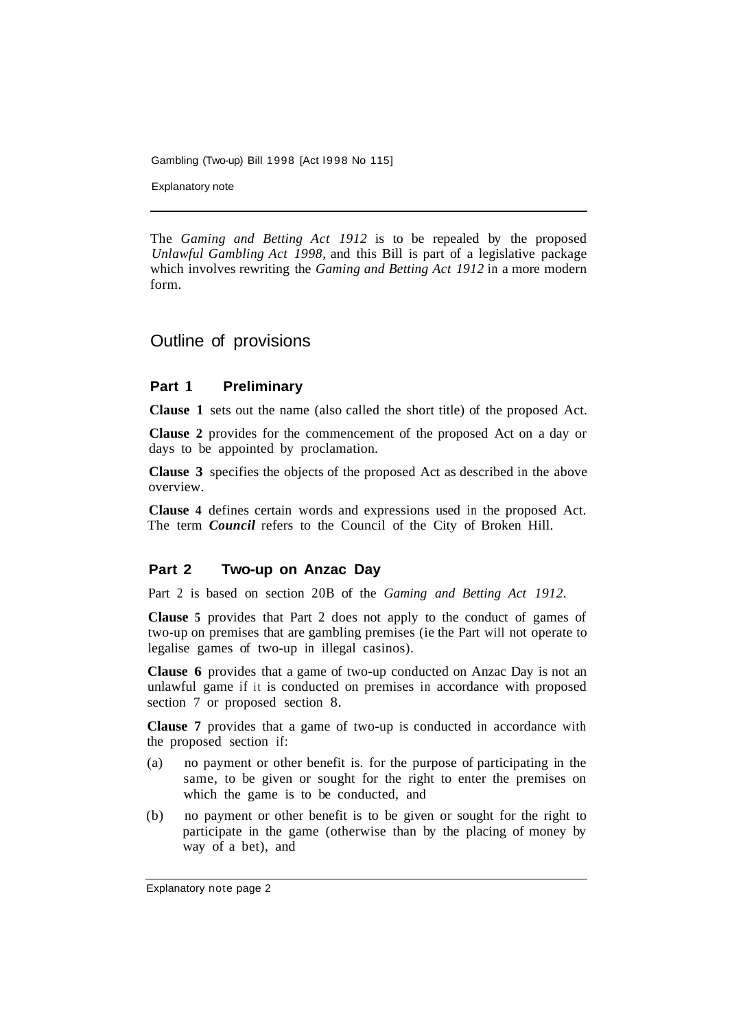The *Gaming and Betting Act 1912* is to be repealed by the proposed *Unlawful Gambling Act 1998,* and this Bill is part of a legislative package which involves rewriting the *Gaming and Betting Act 1912* in a more modern form.

## Outline of provisions

### Part 1 Preliminary

**Clause 1** sets out the name (also called the short title) of the proposed Act.

**Clause 2** provides for the commencement of the proposed Act on a day or days to be appointed by proclamation.

**Clause 3** specifies the objects of the proposed Act as described in the above overview.

**Clause 4** defines certain words and expressions used in the proposed Act. The term ***Council*** refers to the Council of the City of Broken Hill.

### Part 2 Two-up on Anzac Day

Part 2 is based on section 20B of the *Gaming and Betting Act 1912*.

**Clause 5** provides that Part 2 does not apply to the conduct of games of two-up on premises that are gambling premises (ie the Part will not operate to legalise games of two-up in illegal casinos).

**Clause 6** provides that a game of two-up conducted on Anzac Day is not an unlawful game if it is conducted on premises in accordance with proposed section 7 or proposed section 8.

**Clause 7** provides that a game of two-up is conducted in accordance with the proposed section if:

(a) no payment or other benefit is. for the purpose of participating in the same, to be given or sought for the right to enter the premises on which the game is to be conducted, and

(b) no payment or other benefit is to be given or sought for the right to participate in the game (otherwise than by the placing of money by way of a bet), and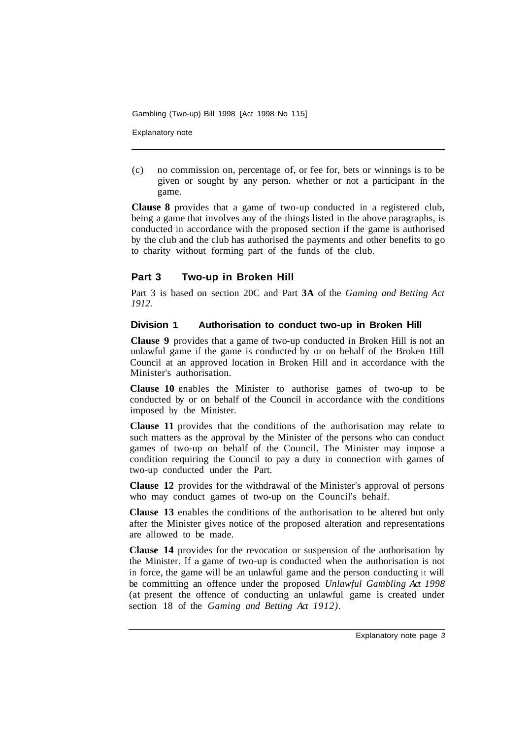(c) no commission on, percentage of, or fee for, bets or winnings is to be given or sought by any person. whether or not a participant in the game.

**Clause 8** provides that a game of two-up conducted in a registered club, being a game that involves any of the things listed in the above paragraphs, is conducted in accordance with the proposed section if the game is authorised by the club and the club has authorised the payments and other benefits to go to charity without forming part of the funds of the club.

## Part 3 Two-up in Broken Hill

Part 3 is based on section 20C and Part **3A** of the *Gaming and Betting Act 1912.*

### Division 1 Authorisation to conduct two-up in Broken Hill

**Clause 9** provides that a game of two-up conducted in Broken Hill is not an unlawful game if the game is conducted by or on behalf of the Broken Hill Council at an approved location in Broken Hill and in accordance with the Minister's authorisation.

**Clause 10** enables the Minister to authorise games of two-up to be conducted by or on behalf of the Council in accordance with the conditions imposed by the Minister.

**Clause 11** provides that the conditions of the authorisation may relate to such matters as the approval by the Minister of the persons who can conduct games of two-up on behalf of the Council. The Minister may impose a condition requiring the Council to pay a duty in connection with games of two-up conducted under the Part.

**Clause 12** provides for the withdrawal of the Minister's approval of persons who may conduct games of two-up on the Council's behalf.

**Clause 13** enables the conditions of the authorisation to be altered but only after the Minister gives notice of the proposed alteration and representations are allowed to be made.

**Clause 14** provides for the revocation or suspension of the authorisation by the Minister. If a game of two-up is conducted when the authorisation is not in force, the game will be an unlawful game and the person conducting it will be committing an offence under the proposed *Unlawful Gambling Act 1998* (at present the offence of conducting an unlawful game is created under section 18 of the *Gaming and Betting Act 1912)*.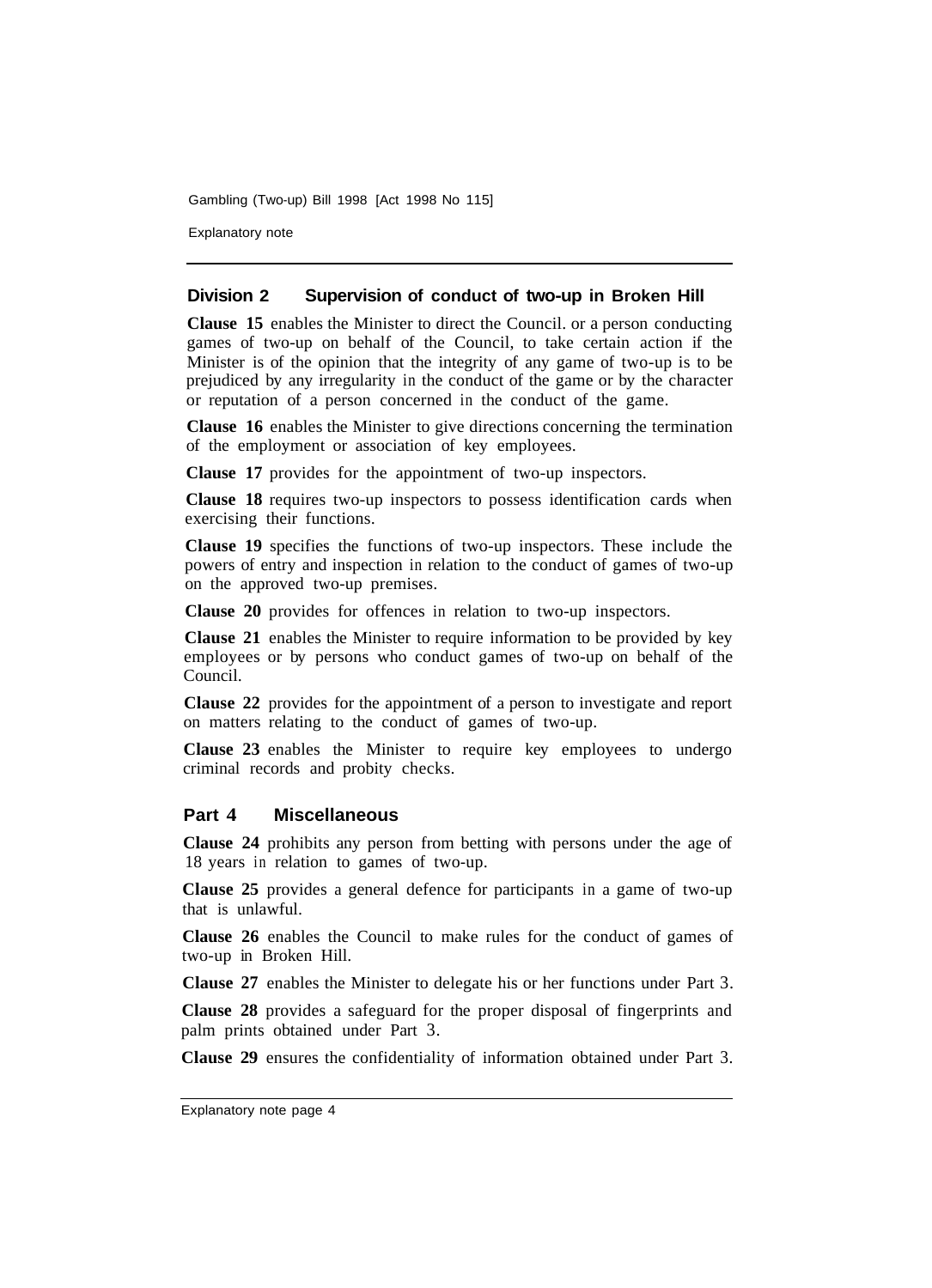### Division 2 Supervision of conduct of two-up in Broken Hill

**Clause 15** enables the Minister to direct the Council. or a person conducting games of two-up on behalf of the Council, to take certain action if the Minister is of the opinion that the integrity of any game of two-up is to be prejudiced by any irregularity in the conduct of the game or by the character or reputation of a person concerned in the conduct of the game.

**Clause 16** enables the Minister to give directions concerning the termination of the employment or association of key employees.

**Clause 17** provides for the appointment of two-up inspectors.

**Clause 18** requires two-up inspectors to possess identification cards when exercising their functions.

**Clause 19** specifies the functions of two-up inspectors. These include the powers of entry and inspection in relation to the conduct of games of two-up on the approved two-up premises.

**Clause 20** provides for offences in relation to two-up inspectors.

**Clause 21** enables the Minister to require information to be provided by key employees or by persons who conduct games of two-up on behalf of the Council.

**Clause 22** provides for the appointment of a person to investigate and report on matters relating to the conduct of games of two-up.

**Clause 23** enables the Minister to require key employees to undergo criminal records and probity checks.

## Part 4 Miscellaneous

**Clause 24** prohibits any person from betting with persons under the age of 18 years in relation to games of two-up.

**Clause 25** provides a general defence for participants in a game of two-up that is unlawful.

**Clause 26** enables the Council to make rules for the conduct of games of two-up in Broken Hill.

**Clause 27** enables the Minister to delegate his or her functions under Part 3.

**Clause 28** provides a safeguard for the proper disposal of fingerprints and palm prints obtained under Part 3.

**Clause 29** ensures the confidentiality of information obtained under Part 3.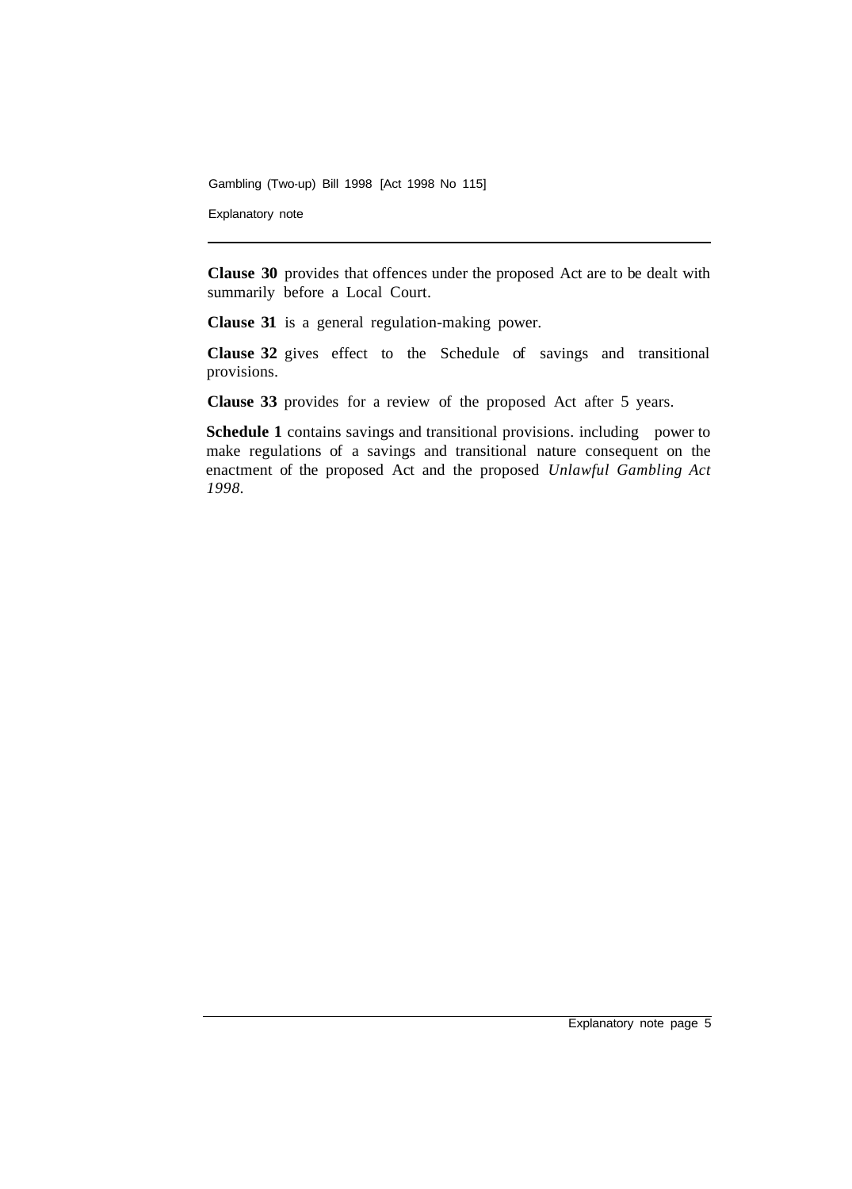**Clause 30** provides that offences under the proposed Act are to be dealt with summarily before a Local Court.

**Clause 31** is a general regulation-making power.

**Clause 32** gives effect to the Schedule of savings and transitional provisions.

**Clause 33** provides for a review of the proposed Act after 5 years.

**Schedule 1** contains savings and transitional provisions. including power to make regulations of a savings and transitional nature consequent on the enactment of the proposed Act and the proposed *Unlawful Gambling Act 1998*.